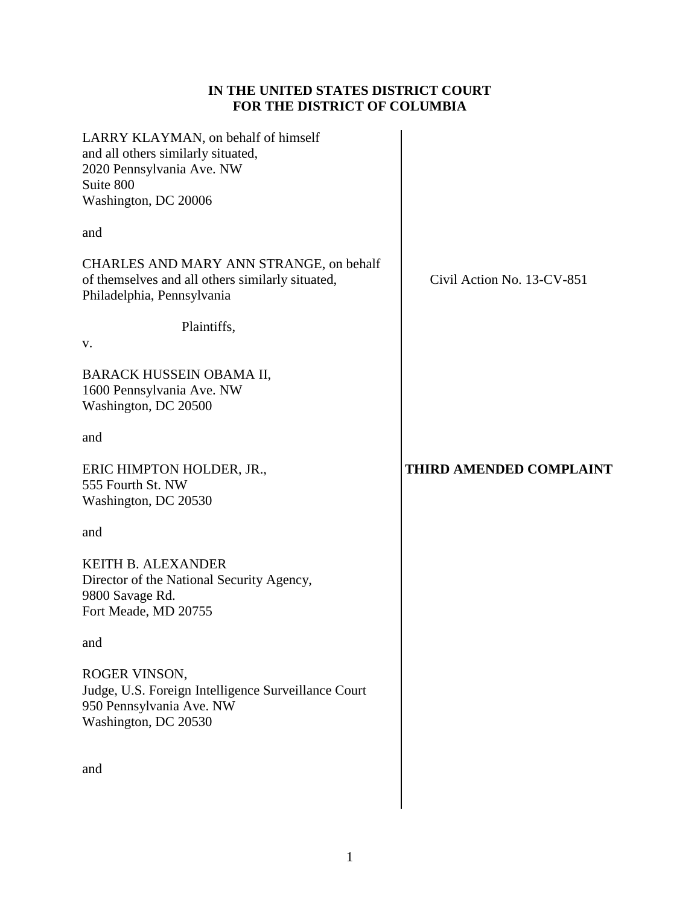**IN THE UNITED STATES DISTRICT COURT**
**FOR THE DISTRICT OF COLUMBIA**

LARRY KLAYMAN, on behalf of himself
and all others similarly situated,
2020 Pennsylvania Ave. NW
Suite 800
Washington, DC 20006

and

CHARLES AND MARY ANN STRANGE, on behalf
of themselves and all others similarly situated,
Philadelphia, Pennsylvania

Plaintiffs,

v.

BARACK HUSSEIN OBAMA II,
1600 Pennsylvania Ave. NW
Washington, DC 20500

and

ERIC HIMPTON HOLDER, JR.,
555 Fourth St. NW
Washington, DC 20530

and

KEITH B. ALEXANDER
Director of the National Security Agency,
9800 Savage Rd.
Fort Meade, MD 20755

and

ROGER VINSON,
Judge, U.S. Foreign Intelligence Surveillance Court
950 Pennsylvania Ave. NW
Washington, DC 20530

and

Civil Action No. 13-CV-851

**THIRD AMENDED COMPLAINT**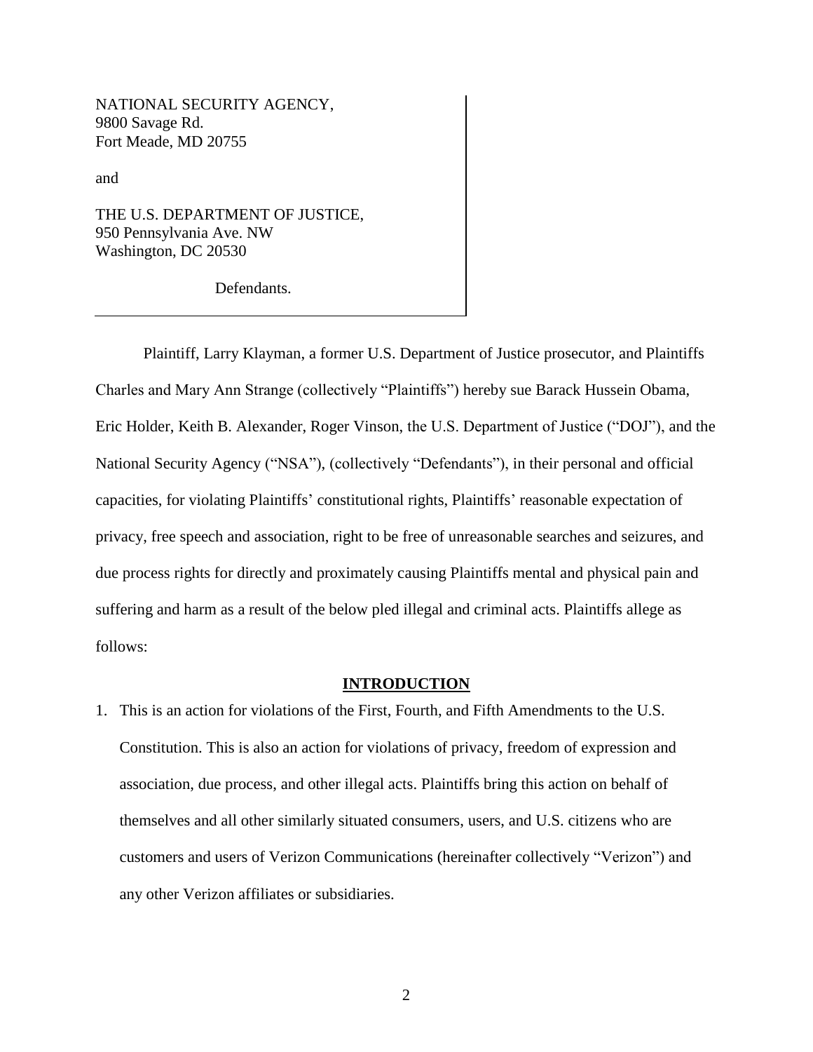NATIONAL SECURITY AGENCY,
9800 Savage Rd.
Fort Meade, MD 20755

and

THE U.S. DEPARTMENT OF JUSTICE,
950 Pennsylvania Ave. NW
Washington, DC 20530

Defendants.

Plaintiff, Larry Klayman, a former U.S. Department of Justice prosecutor, and Plaintiffs Charles and Mary Ann Strange (collectively "Plaintiffs") hereby sue Barack Hussein Obama, Eric Holder, Keith B. Alexander, Roger Vinson, the U.S. Department of Justice ("DOJ"), and the National Security Agency ("NSA"), (collectively "Defendants"), in their personal and official capacities, for violating Plaintiffs' constitutional rights, Plaintiffs' reasonable expectation of privacy, free speech and association, right to be free of unreasonable searches and seizures, and due process rights for directly and proximately causing Plaintiffs mental and physical pain and suffering and harm as a result of the below pled illegal and criminal acts. Plaintiffs allege as follows:

## INTRODUCTION

1. This is an action for violations of the First, Fourth, and Fifth Amendments to the U.S. Constitution. This is also an action for violations of privacy, freedom of expression and association, due process, and other illegal acts. Plaintiffs bring this action on behalf of themselves and all other similarly situated consumers, users, and U.S. citizens who are customers and users of Verizon Communications (hereinafter collectively "Verizon") and any other Verizon affiliates or subsidiaries.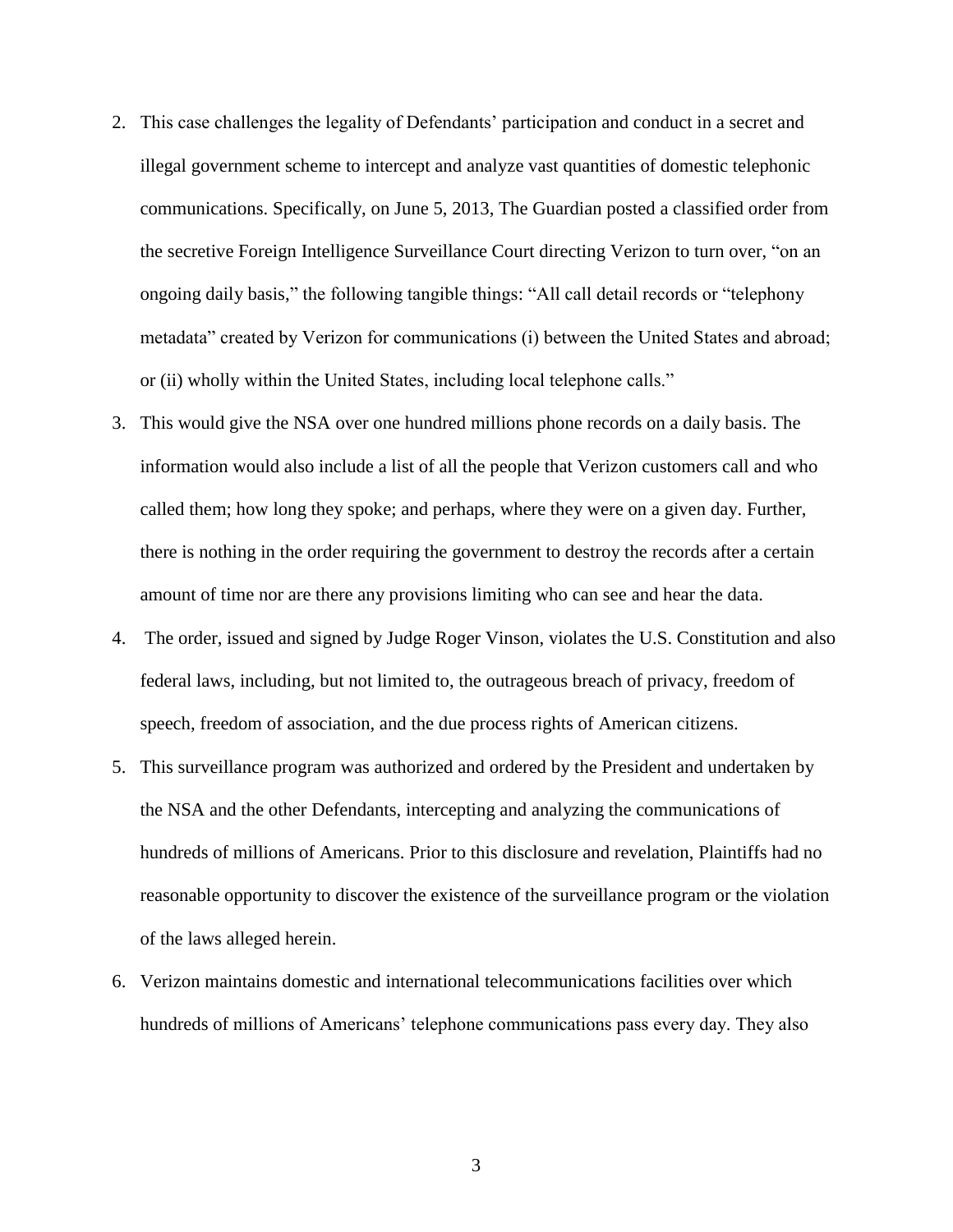2. This case challenges the legality of Defendants' participation and conduct in a secret and illegal government scheme to intercept and analyze vast quantities of domestic telephonic communications. Specifically, on June 5, 2013, The Guardian posted a classified order from the secretive Foreign Intelligence Surveillance Court directing Verizon to turn over, "on an ongoing daily basis," the following tangible things: "All call detail records or "telephony metadata" created by Verizon for communications (i) between the United States and abroad; or (ii) wholly within the United States, including local telephone calls."
3. This would give the NSA over one hundred millions phone records on a daily basis. The information would also include a list of all the people that Verizon customers call and who called them; how long they spoke; and perhaps, where they were on a given day. Further, there is nothing in the order requiring the government to destroy the records after a certain amount of time nor are there any provisions limiting who can see and hear the data.
4. The order, issued and signed by Judge Roger Vinson, violates the U.S. Constitution and also federal laws, including, but not limited to, the outrageous breach of privacy, freedom of speech, freedom of association, and the due process rights of American citizens.
5. This surveillance program was authorized and ordered by the President and undertaken by the NSA and the other Defendants, intercepting and analyzing the communications of hundreds of millions of Americans. Prior to this disclosure and revelation, Plaintiffs had no reasonable opportunity to discover the existence of the surveillance program or the violation of the laws alleged herein.
6. Verizon maintains domestic and international telecommunications facilities over which hundreds of millions of Americans' telephone communications pass every day. They also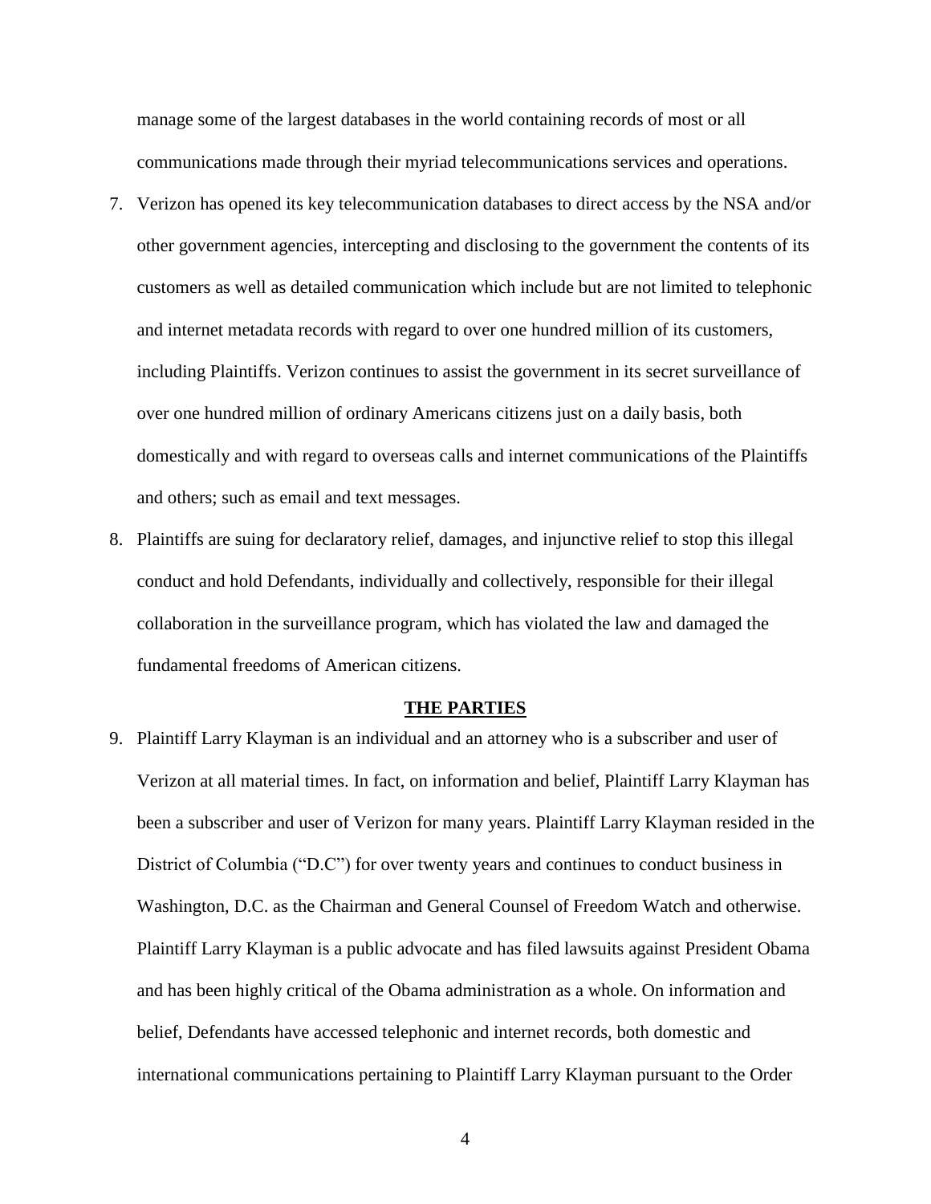manage some of the largest databases in the world containing records of most or all communications made through their myriad telecommunications services and operations.

7. Verizon has opened its key telecommunication databases to direct access by the NSA and/or other government agencies, intercepting and disclosing to the government the contents of its customers as well as detailed communication which include but are not limited to telephonic and internet metadata records with regard to over one hundred million of its customers, including Plaintiffs. Verizon continues to assist the government in its secret surveillance of over one hundred million of ordinary Americans citizens just on a daily basis, both domestically and with regard to overseas calls and internet communications of the Plaintiffs and others; such as email and text messages.

8. Plaintiffs are suing for declaratory relief, damages, and injunctive relief to stop this illegal conduct and hold Defendants, individually and collectively, responsible for their illegal collaboration in the surveillance program, which has violated the law and damaged the fundamental freedoms of American citizens.

## THE PARTIES

9. Plaintiff Larry Klayman is an individual and an attorney who is a subscriber and user of Verizon at all material times. In fact, on information and belief, Plaintiff Larry Klayman has been a subscriber and user of Verizon for many years. Plaintiff Larry Klayman resided in the District of Columbia ("D.C") for over twenty years and continues to conduct business in Washington, D.C. as the Chairman and General Counsel of Freedom Watch and otherwise. Plaintiff Larry Klayman is a public advocate and has filed lawsuits against President Obama and has been highly critical of the Obama administration as a whole. On information and belief, Defendants have accessed telephonic and internet records, both domestic and international communications pertaining to Plaintiff Larry Klayman pursuant to the Order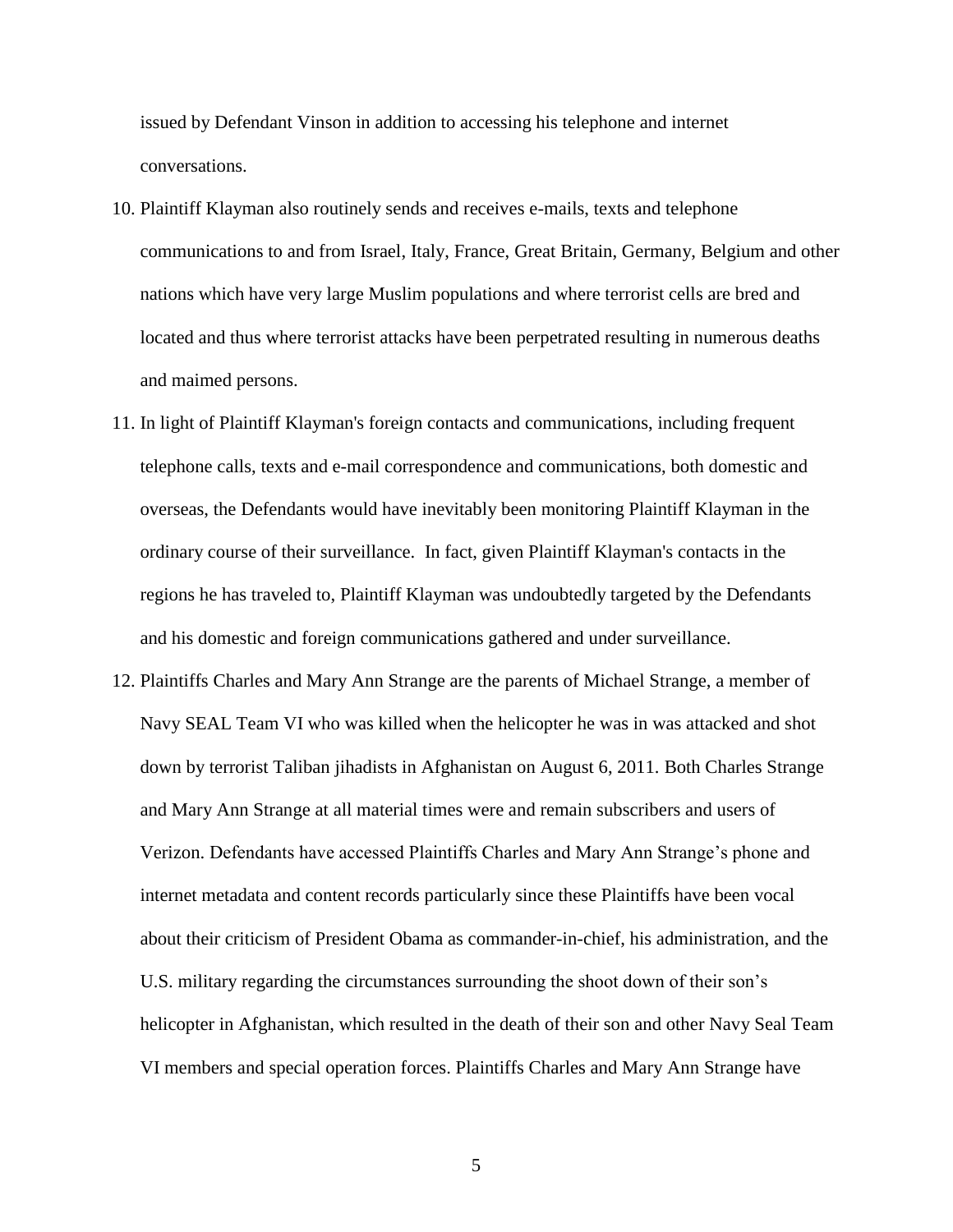issued by Defendant Vinson in addition to accessing his telephone and internet conversations.

10. Plaintiff Klayman also routinely sends and receives e-mails, texts and telephone communications to and from Israel, Italy, France, Great Britain, Germany, Belgium and other nations which have very large Muslim populations and where terrorist cells are bred and located and thus where terrorist attacks have been perpetrated resulting in numerous deaths and maimed persons.
11. In light of Plaintiff Klayman's foreign contacts and communications, including frequent telephone calls, texts and e-mail correspondence and communications, both domestic and overseas, the Defendants would have inevitably been monitoring Plaintiff Klayman in the ordinary course of their surveillance. In fact, given Plaintiff Klayman's contacts in the regions he has traveled to, Plaintiff Klayman was undoubtedly targeted by the Defendants and his domestic and foreign communications gathered and under surveillance.
12. Plaintiffs Charles and Mary Ann Strange are the parents of Michael Strange, a member of Navy SEAL Team VI who was killed when the helicopter he was in was attacked and shot down by terrorist Taliban jihadists in Afghanistan on August 6, 2011. Both Charles Strange and Mary Ann Strange at all material times were and remain subscribers and users of Verizon. Defendants have accessed Plaintiffs Charles and Mary Ann Strange's phone and internet metadata and content records particularly since these Plaintiffs have been vocal about their criticism of President Obama as commander-in-chief, his administration, and the U.S. military regarding the circumstances surrounding the shoot down of their son's helicopter in Afghanistan, which resulted in the death of their son and other Navy Seal Team VI members and special operation forces. Plaintiffs Charles and Mary Ann Strange have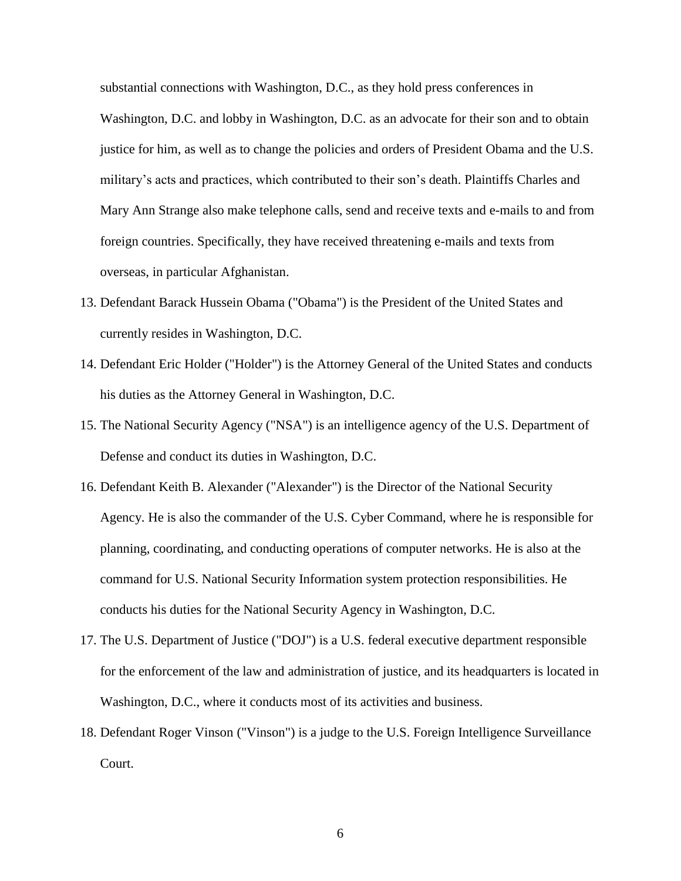substantial connections with Washington, D.C., as they hold press conferences in Washington, D.C. and lobby in Washington, D.C. as an advocate for their son and to obtain justice for him, as well as to change the policies and orders of President Obama and the U.S. military's acts and practices, which contributed to their son's death. Plaintiffs Charles and Mary Ann Strange also make telephone calls, send and receive texts and e-mails to and from foreign countries. Specifically, they have received threatening e-mails and texts from overseas, in particular Afghanistan.

13. Defendant Barack Hussein Obama ("Obama") is the President of the United States and currently resides in Washington, D.C.
14. Defendant Eric Holder ("Holder") is the Attorney General of the United States and conducts his duties as the Attorney General in Washington, D.C.
15. The National Security Agency ("NSA") is an intelligence agency of the U.S. Department of Defense and conduct its duties in Washington, D.C.
16. Defendant Keith B. Alexander ("Alexander") is the Director of the National Security Agency. He is also the commander of the U.S. Cyber Command, where he is responsible for planning, coordinating, and conducting operations of computer networks. He is also at the command for U.S. National Security Information system protection responsibilities. He conducts his duties for the National Security Agency in Washington, D.C.
17. The U.S. Department of Justice ("DOJ") is a U.S. federal executive department responsible for the enforcement of the law and administration of justice, and its headquarters is located in Washington, D.C., where it conducts most of its activities and business.
18. Defendant Roger Vinson ("Vinson") is a judge to the U.S. Foreign Intelligence Surveillance Court.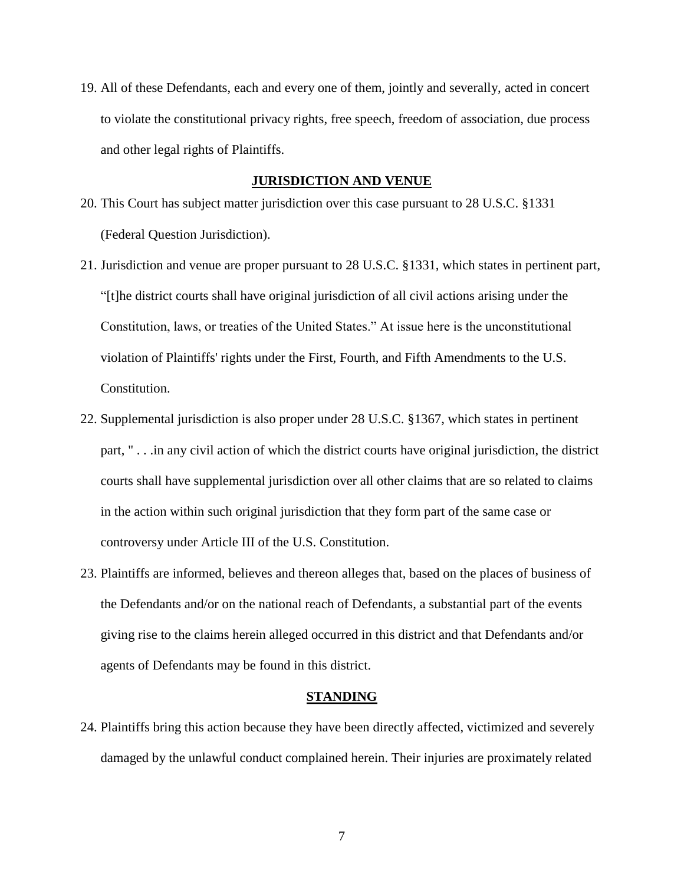19. All of these Defendants, each and every one of them, jointly and severally, acted in concert to violate the constitutional privacy rights, free speech, freedom of association, due process and other legal rights of Plaintiffs.

## JURISDICTION AND VENUE

20. This Court has subject matter jurisdiction over this case pursuant to 28 U.S.C. §1331 (Federal Question Jurisdiction).

21. Jurisdiction and venue are proper pursuant to 28 U.S.C. §1331, which states in pertinent part, "[t]he district courts shall have original jurisdiction of all civil actions arising under the Constitution, laws, or treaties of the United States." At issue here is the unconstitutional violation of Plaintiffs' rights under the First, Fourth, and Fifth Amendments to the U.S. Constitution.

22. Supplemental jurisdiction is also proper under 28 U.S.C. §1367, which states in pertinent part, " . . .in any civil action of which the district courts have original jurisdiction, the district courts shall have supplemental jurisdiction over all other claims that are so related to claims in the action within such original jurisdiction that they form part of the same case or controversy under Article III of the U.S. Constitution.

23. Plaintiffs are informed, believes and thereon alleges that, based on the places of business of the Defendants and/or on the national reach of Defendants, a substantial part of the events giving rise to the claims herein alleged occurred in this district and that Defendants and/or agents of Defendants may be found in this district.

## STANDING

24. Plaintiffs bring this action because they have been directly affected, victimized and severely damaged by the unlawful conduct complained herein. Their injuries are proximately related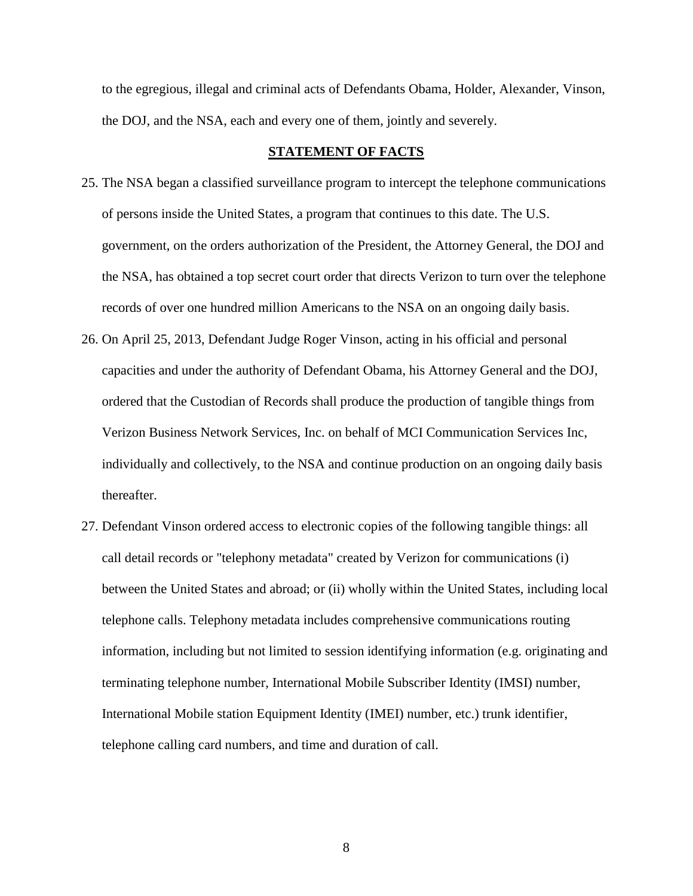to the egregious, illegal and criminal acts of Defendants Obama, Holder, Alexander, Vinson, the DOJ, and the NSA, each and every one of them, jointly and severely.

## STATEMENT OF FACTS

25. The NSA began a classified surveillance program to intercept the telephone communications of persons inside the United States, a program that continues to this date. The U.S. government, on the orders authorization of the President, the Attorney General, the DOJ and the NSA, has obtained a top secret court order that directs Verizon to turn over the telephone records of over one hundred million Americans to the NSA on an ongoing daily basis.

26. On April 25, 2013, Defendant Judge Roger Vinson, acting in his official and personal capacities and under the authority of Defendant Obama, his Attorney General and the DOJ, ordered that the Custodian of Records shall produce the production of tangible things from Verizon Business Network Services, Inc. on behalf of MCI Communication Services Inc, individually and collectively, to the NSA and continue production on an ongoing daily basis thereafter.

27. Defendant Vinson ordered access to electronic copies of the following tangible things: all call detail records or "telephony metadata" created by Verizon for communications (i) between the United States and abroad; or (ii) wholly within the United States, including local telephone calls. Telephony metadata includes comprehensive communications routing information, including but not limited to session identifying information (e.g. originating and terminating telephone number, International Mobile Subscriber Identity (IMSI) number, International Mobile station Equipment Identity (IMEI) number, etc.) trunk identifier, telephone calling card numbers, and time and duration of call.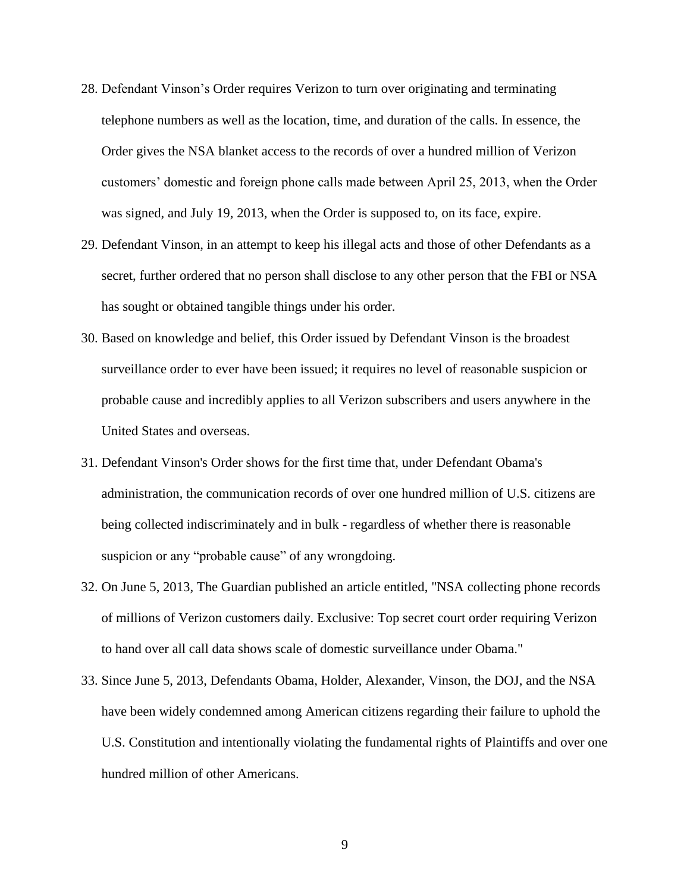28. Defendant Vinson's Order requires Verizon to turn over originating and terminating telephone numbers as well as the location, time, and duration of the calls. In essence, the Order gives the NSA blanket access to the records of over a hundred million of Verizon customers' domestic and foreign phone calls made between April 25, 2013, when the Order was signed, and July 19, 2013, when the Order is supposed to, on its face, expire.

29. Defendant Vinson, in an attempt to keep his illegal acts and those of other Defendants as a secret, further ordered that no person shall disclose to any other person that the FBI or NSA has sought or obtained tangible things under his order.

30. Based on knowledge and belief, this Order issued by Defendant Vinson is the broadest surveillance order to ever have been issued; it requires no level of reasonable suspicion or probable cause and incredibly applies to all Verizon subscribers and users anywhere in the United States and overseas.

31. Defendant Vinson's Order shows for the first time that, under Defendant Obama's administration, the communication records of over one hundred million of U.S. citizens are being collected indiscriminately and in bulk - regardless of whether there is reasonable suspicion or any "probable cause" of any wrongdoing.

32. On June 5, 2013, The Guardian published an article entitled, "NSA collecting phone records of millions of Verizon customers daily. Exclusive: Top secret court order requiring Verizon to hand over all call data shows scale of domestic surveillance under Obama."

33. Since June 5, 2013, Defendants Obama, Holder, Alexander, Vinson, the DOJ, and the NSA have been widely condemned among American citizens regarding their failure to uphold the U.S. Constitution and intentionally violating the fundamental rights of Plaintiffs and over one hundred million of other Americans.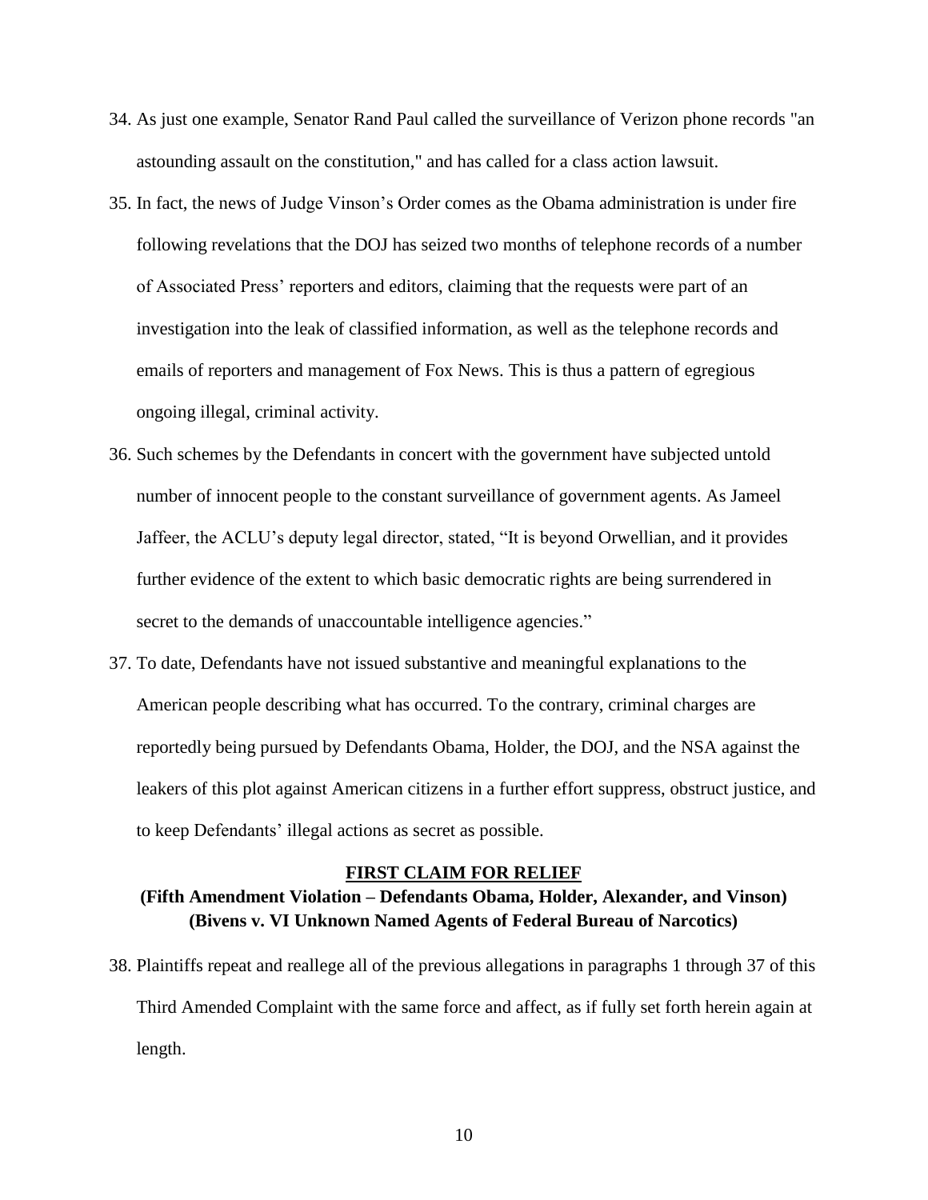34. As just one example, Senator Rand Paul called the surveillance of Verizon phone records "an astounding assault on the constitution," and has called for a class action lawsuit.

35. In fact, the news of Judge Vinson's Order comes as the Obama administration is under fire following revelations that the DOJ has seized two months of telephone records of a number of Associated Press' reporters and editors, claiming that the requests were part of an investigation into the leak of classified information, as well as the telephone records and emails of reporters and management of Fox News. This is thus a pattern of egregious ongoing illegal, criminal activity.

36. Such schemes by the Defendants in concert with the government have subjected untold number of innocent people to the constant surveillance of government agents. As Jameel Jaffeer, the ACLU's deputy legal director, stated, "It is beyond Orwellian, and it provides further evidence of the extent to which basic democratic rights are being surrendered in secret to the demands of unaccountable intelligence agencies."

37. To date, Defendants have not issued substantive and meaningful explanations to the American people describing what has occurred. To the contrary, criminal charges are reportedly being pursued by Defendants Obama, Holder, the DOJ, and the NSA against the leakers of this plot against American citizens in a further effort suppress, obstruct justice, and to keep Defendants' illegal actions as secret as possible.

## FIRST CLAIM FOR RELIEF

**(Fifth Amendment Violation – Defendants Obama, Holder, Alexander, and Vinson)**
**(Bivens v. VI Unknown Named Agents of Federal Bureau of Narcotics)**

38. Plaintiffs repeat and reallege all of the previous allegations in paragraphs 1 through 37 of this Third Amended Complaint with the same force and affect, as if fully set forth herein again at length.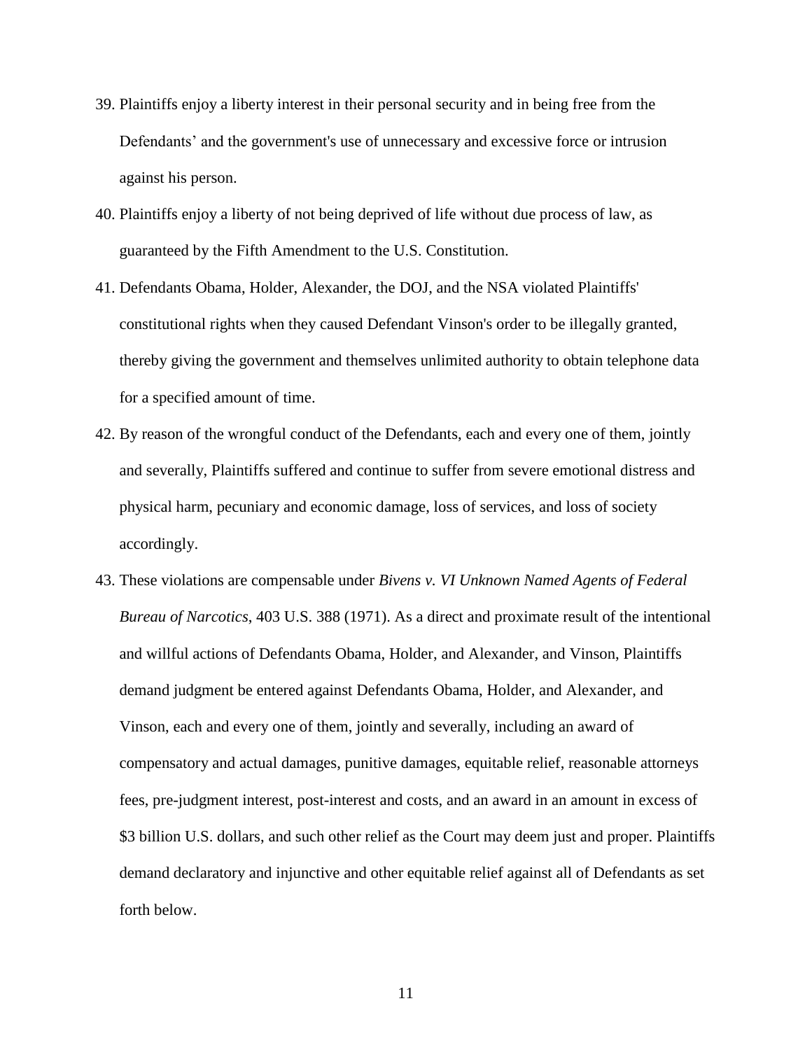39. Plaintiffs enjoy a liberty interest in their personal security and in being free from the Defendants' and the government's use of unnecessary and excessive force or intrusion against his person.
40. Plaintiffs enjoy a liberty of not being deprived of life without due process of law, as guaranteed by the Fifth Amendment to the U.S. Constitution.
41. Defendants Obama, Holder, Alexander, the DOJ, and the NSA violated Plaintiffs' constitutional rights when they caused Defendant Vinson's order to be illegally granted, thereby giving the government and themselves unlimited authority to obtain telephone data for a specified amount of time.
42. By reason of the wrongful conduct of the Defendants, each and every one of them, jointly and severally, Plaintiffs suffered and continue to suffer from severe emotional distress and physical harm, pecuniary and economic damage, loss of services, and loss of society accordingly.
43. These violations are compensable under *Bivens v. VI Unknown Named Agents of Federal Bureau of Narcotics*, 403 U.S. 388 (1971). As a direct and proximate result of the intentional and willful actions of Defendants Obama, Holder, and Alexander, and Vinson, Plaintiffs demand judgment be entered against Defendants Obama, Holder, and Alexander, and Vinson, each and every one of them, jointly and severally, including an award of compensatory and actual damages, punitive damages, equitable relief, reasonable attorneys fees, pre-judgment interest, post-interest and costs, and an award in an amount in excess of $3 billion U.S. dollars, and such other relief as the Court may deem just and proper. Plaintiffs demand declaratory and injunctive and other equitable relief against all of Defendants as set forth below.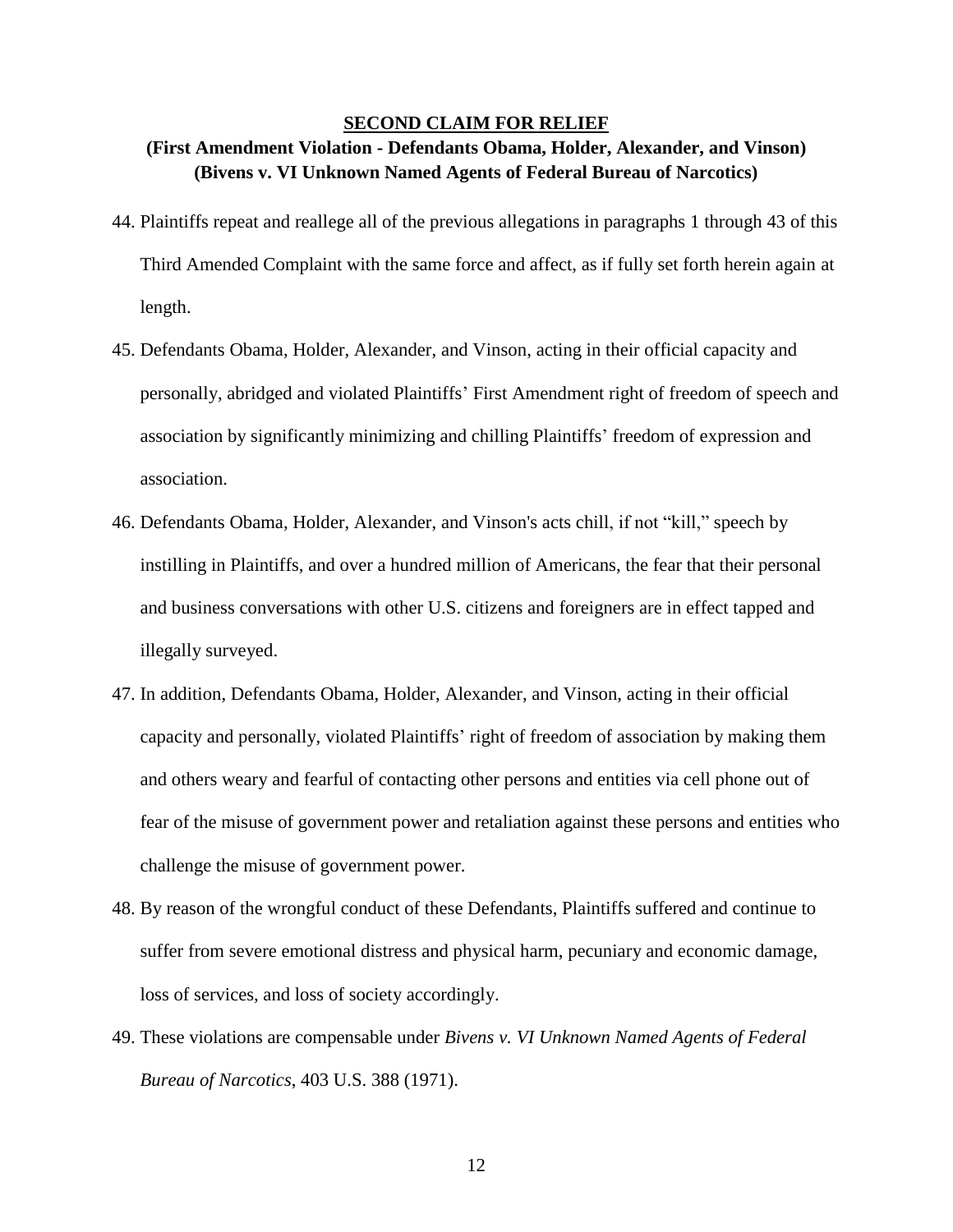## **SECOND CLAIM FOR RELIEF**

### (First Amendment Violation - Defendants Obama, Holder, Alexander, and Vinson) (Bivens v. VI Unknown Named Agents of Federal Bureau of Narcotics)

44. Plaintiffs repeat and reallege all of the previous allegations in paragraphs 1 through 43 of this Third Amended Complaint with the same force and affect, as if fully set forth herein again at length.

45. Defendants Obama, Holder, Alexander, and Vinson, acting in their official capacity and personally, abridged and violated Plaintiffs' First Amendment right of freedom of speech and association by significantly minimizing and chilling Plaintiffs' freedom of expression and association.

46. Defendants Obama, Holder, Alexander, and Vinson's acts chill, if not "kill," speech by instilling in Plaintiffs, and over a hundred million of Americans, the fear that their personal and business conversations with other U.S. citizens and foreigners are in effect tapped and illegally surveyed.

47. In addition, Defendants Obama, Holder, Alexander, and Vinson, acting in their official capacity and personally, violated Plaintiffs' right of freedom of association by making them and others weary and fearful of contacting other persons and entities via cell phone out of fear of the misuse of government power and retaliation against these persons and entities who challenge the misuse of government power.

48. By reason of the wrongful conduct of these Defendants, Plaintiffs suffered and continue to suffer from severe emotional distress and physical harm, pecuniary and economic damage, loss of services, and loss of society accordingly.

49. These violations are compensable under *Bivens v. VI Unknown Named Agents of Federal Bureau of Narcotics*, 403 U.S. 388 (1971).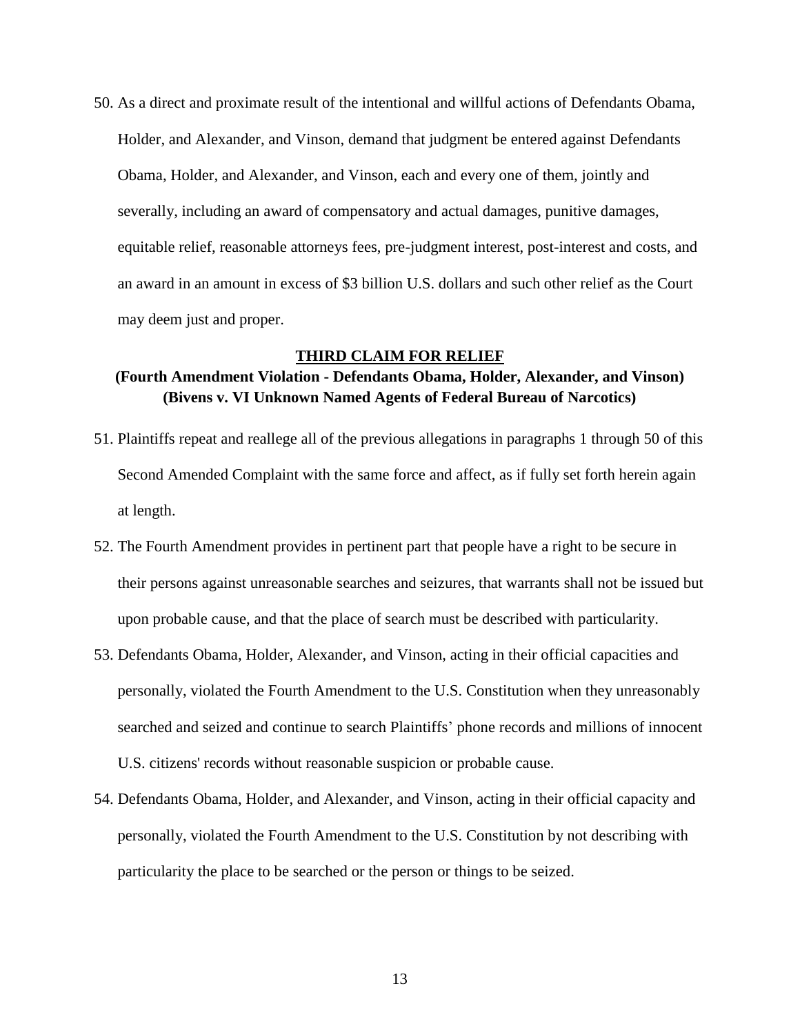50. As a direct and proximate result of the intentional and willful actions of Defendants Obama, Holder, and Alexander, and Vinson, demand that judgment be entered against Defendants Obama, Holder, and Alexander, and Vinson, each and every one of them, jointly and severally, including an award of compensatory and actual damages, punitive damages, equitable relief, reasonable attorneys fees, pre-judgment interest, post-interest and costs, and an award in an amount in excess of $3 billion U.S. dollars and such other relief as the Court may deem just and proper.

**THIRD CLAIM FOR RELIEF**

**(Fourth Amendment Violation - Defendants Obama, Holder, Alexander, and Vinson)**
**(Bivens v. VI Unknown Named Agents of Federal Bureau of Narcotics)**

51. Plaintiffs repeat and reallege all of the previous allegations in paragraphs 1 through 50 of this Second Amended Complaint with the same force and affect, as if fully set forth herein again at length.

52. The Fourth Amendment provides in pertinent part that people have a right to be secure in their persons against unreasonable searches and seizures, that warrants shall not be issued but upon probable cause, and that the place of search must be described with particularity.

53. Defendants Obama, Holder, Alexander, and Vinson, acting in their official capacities and personally, violated the Fourth Amendment to the U.S. Constitution when they unreasonably searched and seized and continue to search Plaintiffs' phone records and millions of innocent U.S. citizens' records without reasonable suspicion or probable cause.

54. Defendants Obama, Holder, and Alexander, and Vinson, acting in their official capacity and personally, violated the Fourth Amendment to the U.S. Constitution by not describing with particularity the place to be searched or the person or things to be seized.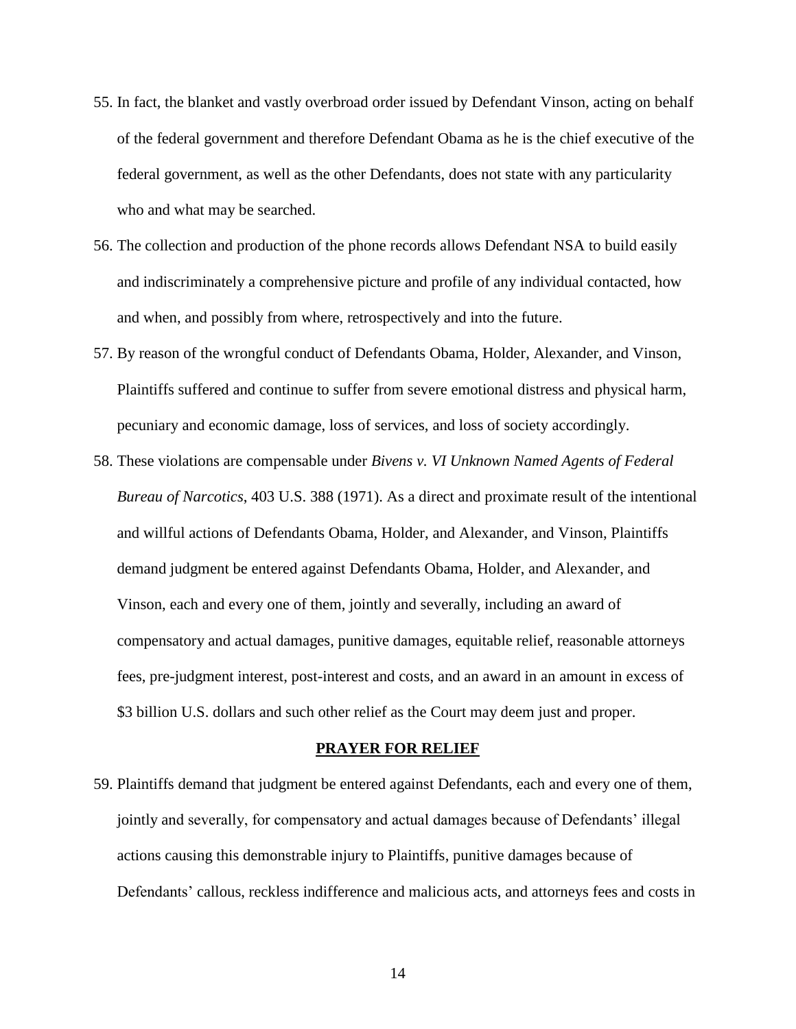55. In fact, the blanket and vastly overbroad order issued by Defendant Vinson, acting on behalf of the federal government and therefore Defendant Obama as he is the chief executive of the federal government, as well as the other Defendants, does not state with any particularity who and what may be searched.
56. The collection and production of the phone records allows Defendant NSA to build easily and indiscriminately a comprehensive picture and profile of any individual contacted, how and when, and possibly from where, retrospectively and into the future.
57. By reason of the wrongful conduct of Defendants Obama, Holder, Alexander, and Vinson, Plaintiffs suffered and continue to suffer from severe emotional distress and physical harm, pecuniary and economic damage, loss of services, and loss of society accordingly.
58. These violations are compensable under *Bivens v. VI Unknown Named Agents of Federal Bureau of Narcotics*, 403 U.S. 388 (1971). As a direct and proximate result of the intentional and willful actions of Defendants Obama, Holder, and Alexander, and Vinson, Plaintiffs demand judgment be entered against Defendants Obama, Holder, and Alexander, and Vinson, each and every one of them, jointly and severally, including an award of compensatory and actual damages, punitive damages, equitable relief, reasonable attorneys fees, pre-judgment interest, post-interest and costs, and an award in an amount in excess of $3 billion U.S. dollars and such other relief as the Court may deem just and proper.

**PRAYER FOR RELIEF**

59. Plaintiffs demand that judgment be entered against Defendants, each and every one of them, jointly and severally, for compensatory and actual damages because of Defendants' illegal actions causing this demonstrable injury to Plaintiffs, punitive damages because of Defendants' callous, reckless indifference and malicious acts, and attorneys fees and costs in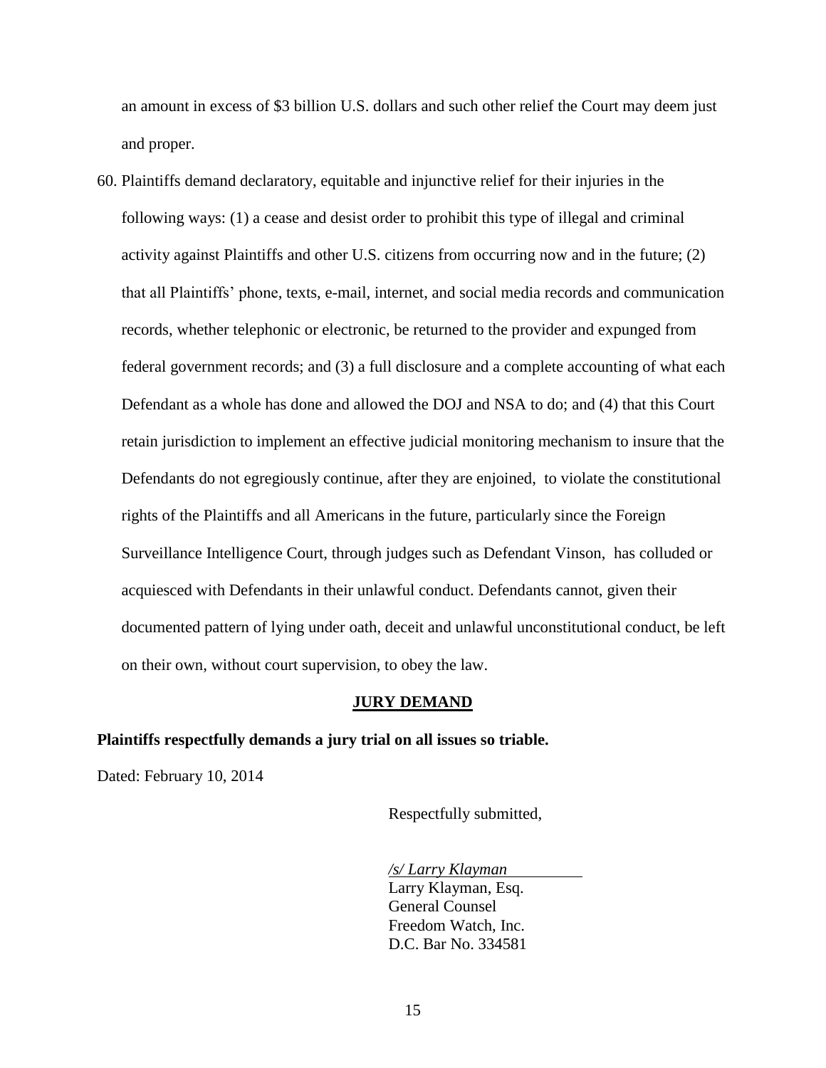an amount in excess of $3 billion U.S. dollars and such other relief the Court may deem just and proper.

60. Plaintiffs demand declaratory, equitable and injunctive relief for their injuries in the following ways: (1) a cease and desist order to prohibit this type of illegal and criminal activity against Plaintiffs and other U.S. citizens from occurring now and in the future; (2) that all Plaintiffs' phone, texts, e-mail, internet, and social media records and communication records, whether telephonic or electronic, be returned to the provider and expunged from federal government records; and (3) a full disclosure and a complete accounting of what each Defendant as a whole has done and allowed the DOJ and NSA to do; and (4) that this Court retain jurisdiction to implement an effective judicial monitoring mechanism to insure that the Defendants do not egregiously continue, after they are enjoined, to violate the constitutional rights of the Plaintiffs and all Americans in the future, particularly since the Foreign Surveillance Intelligence Court, through judges such as Defendant Vinson, has colluded or acquiesced with Defendants in their unlawful conduct. Defendants cannot, given their documented pattern of lying under oath, deceit and unlawful unconstitutional conduct, be left on their own, without court supervision, to obey the law.

**JURY DEMAND**

**Plaintiffs respectfully demands a jury trial on all issues so triable.**

Dated: February 10, 2014

Respectfully submitted,

*/s/ Larry Klayman*
Larry Klayman, Esq.
General Counsel
Freedom Watch, Inc.
D.C. Bar No. 334581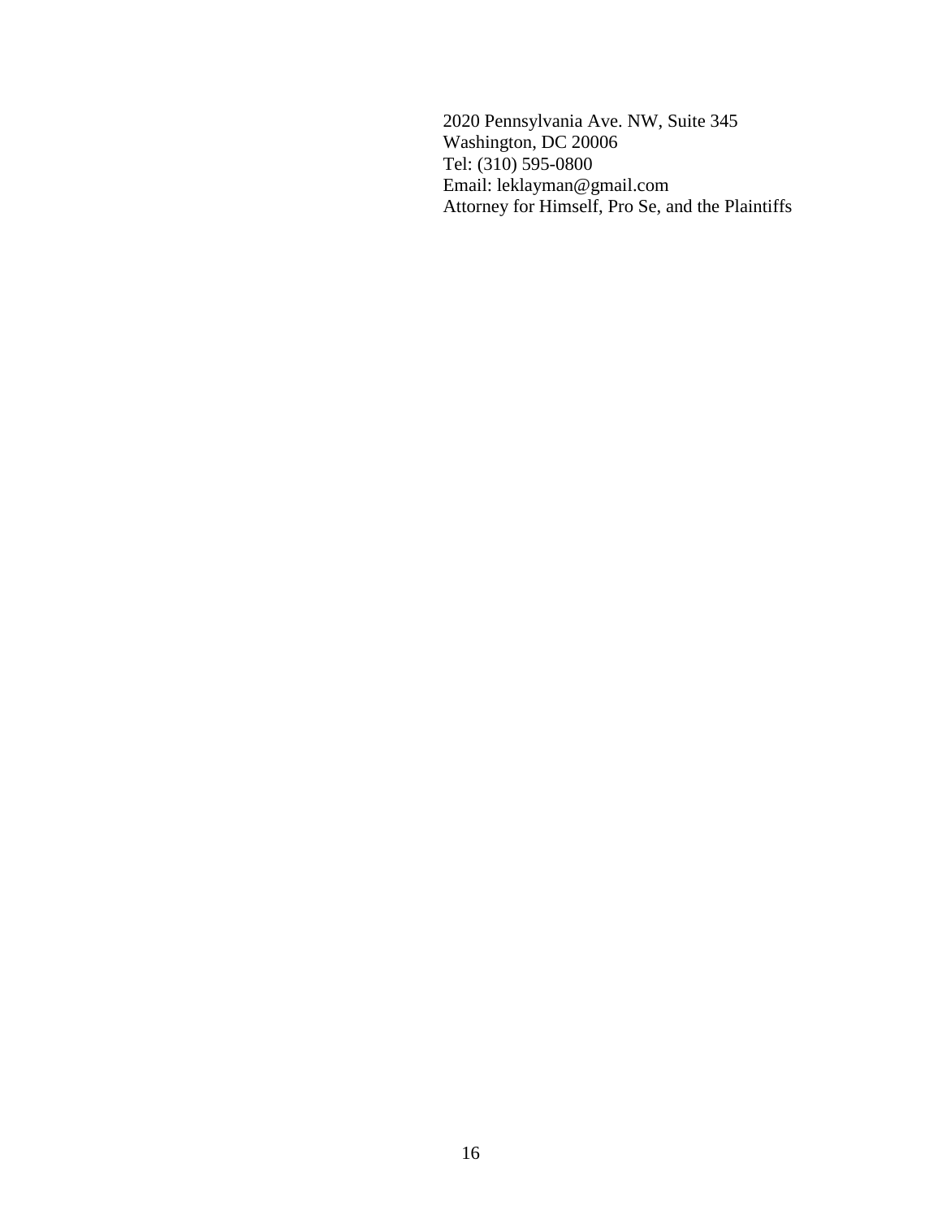2020 Pennsylvania Ave. NW, Suite 345
Washington, DC 20006
Tel: (310) 595-0800
Email: leklayman@gmail.com
Attorney for Himself, Pro Se, and the Plaintiffs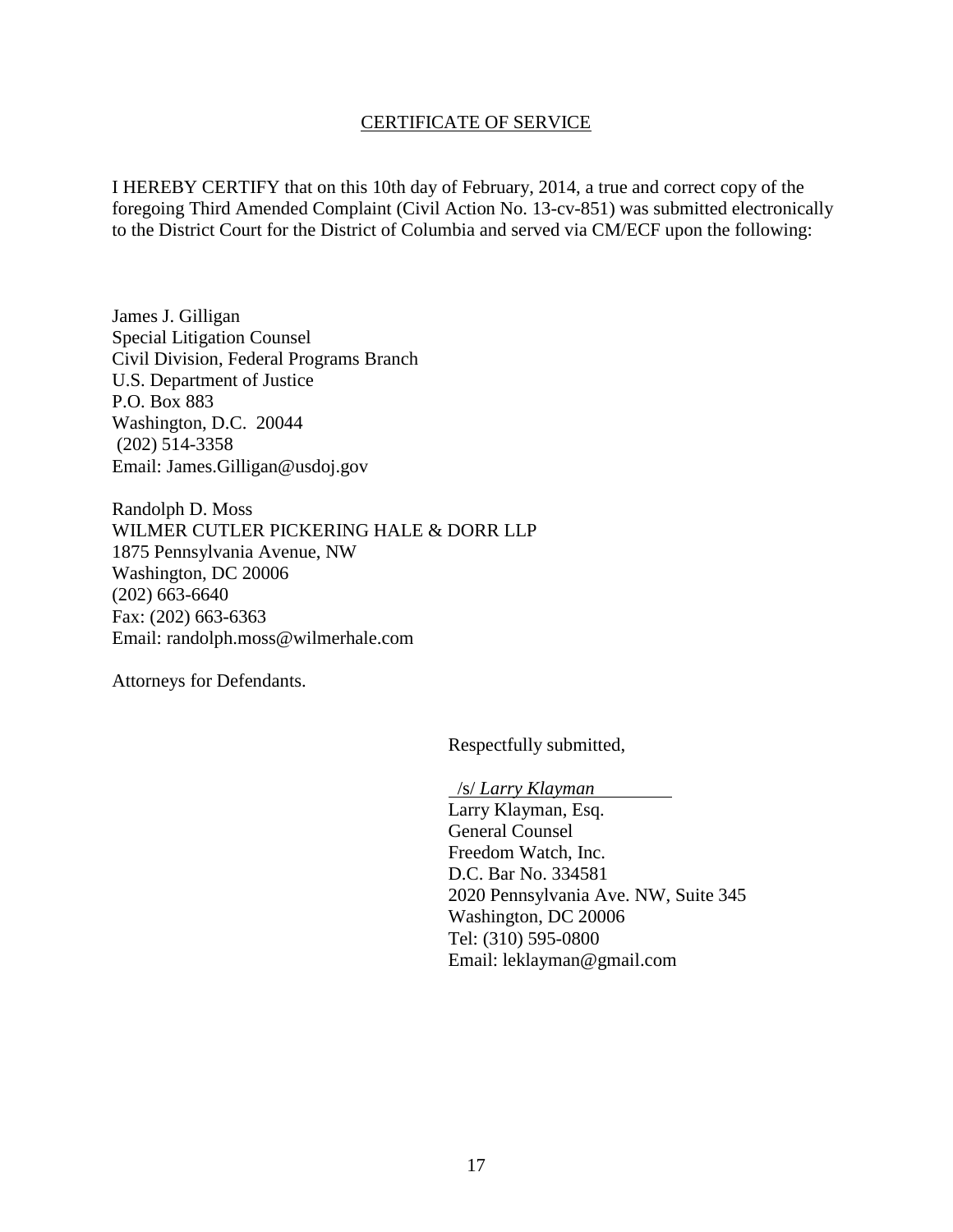## CERTIFICATE OF SERVICE

I HEREBY CERTIFY that on this 10th day of February, 2014, a true and correct copy of the foregoing Third Amended Complaint (Civil Action No. 13-cv-851) was submitted electronically to the District Court for the District of Columbia and served via CM/ECF upon the following:

James J. Gilligan
Special Litigation Counsel
Civil Division, Federal Programs Branch
U.S. Department of Justice
P.O. Box 883
Washington, D.C. 20044
(202) 514-3358
Email: James.Gilligan@usdoj.gov

Randolph D. Moss
WILMER CUTLER PICKERING HALE & DORR LLP
1875 Pennsylvania Avenue, NW
Washington, DC 20006
(202) 663-6640
Fax: (202) 663-6363
Email: randolph.moss@wilmerhale.com

Attorneys for Defendants.

Respectfully submitted,

/s/ *Larry Klayman*
Larry Klayman, Esq.
General Counsel
Freedom Watch, Inc.
D.C. Bar No. 334581
2020 Pennsylvania Ave. NW, Suite 345
Washington, DC 20006
Tel: (310) 595-0800
Email: leklayman@gmail.com